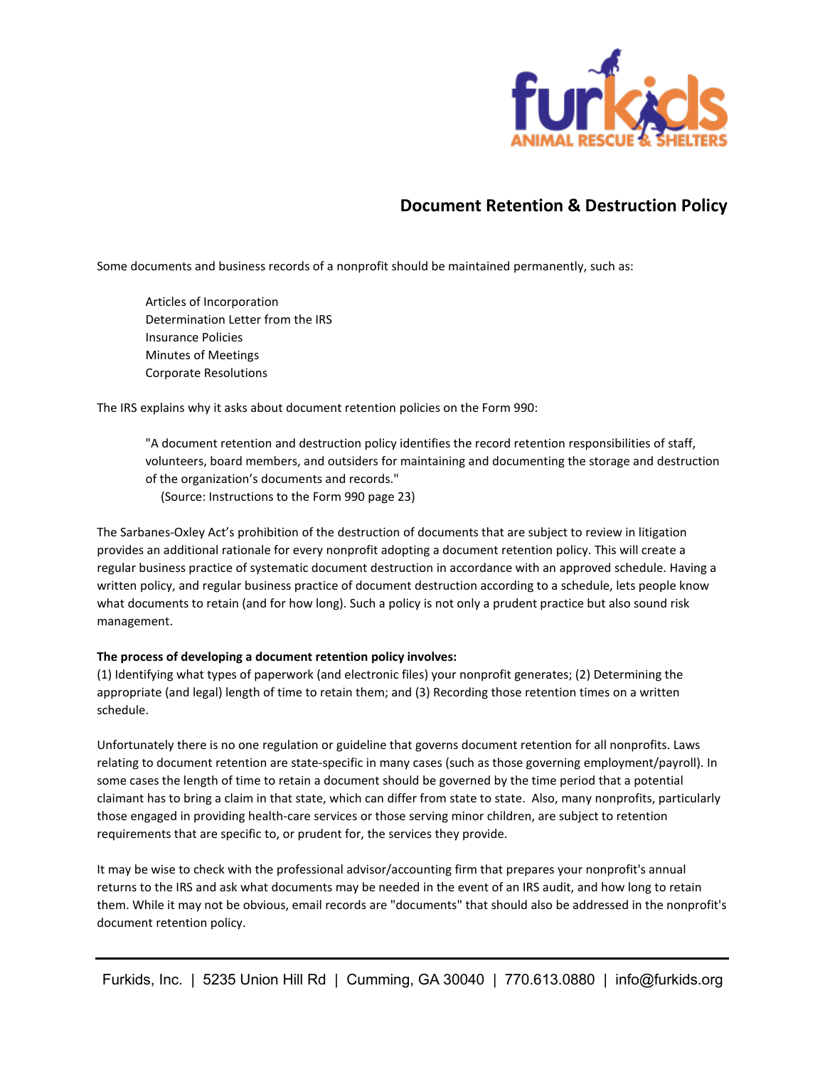# Document Retention & Destruction Policy

Some documents and business records of a nonprofit should be maintained permanently, such as:

Articles of Incorporation
Determination Letter from the IRS
Insurance Policies
Minutes of Meetings
Corporate Resolutions

The IRS explains why it asks about document retention policies on the Form 990:

> "A document retention and destruction policy identifies the record retention responsibilities of staff, volunteers, board members, and outsiders for maintaining and documenting the storage and destruction of the organization's documents and records."
> (Source: Instructions to the Form 990 page 23)

The Sarbanes-Oxley Act's prohibition of the destruction of documents that are subject to review in litigation provides an additional rationale for every nonprofit adopting a document retention policy. This will create a regular business practice of systematic document destruction in accordance with an approved schedule. Having a written policy, and regular business practice of document destruction according to a schedule, lets people know what documents to retain (and for how long). Such a policy is not only a prudent practice but also sound risk management.

**The process of developing a document retention policy involves:**
(1) Identifying what types of paperwork (and electronic files) your nonprofit generates; (2) Determining the appropriate (and legal) length of time to retain them; and (3) Recording those retention times on a written schedule.

Unfortunately there is no one regulation or guideline that governs document retention for all nonprofits. Laws relating to document retention are state-specific in many cases (such as those governing employment/payroll). In some cases the length of time to retain a document should be governed by the time period that a potential claimant has to bring a claim in that state, which can differ from state to state. Also, many nonprofits, particularly those engaged in providing health-care services or those serving minor children, are subject to retention requirements that are specific to, or prudent for, the services they provide.

It may be wise to check with the professional advisor/accounting firm that prepares your nonprofit's annual returns to the IRS and ask what documents may be needed in the event of an IRS audit, and how long to retain them. While it may not be obvious, email records are "documents" that should also be addressed in the nonprofit's document retention policy.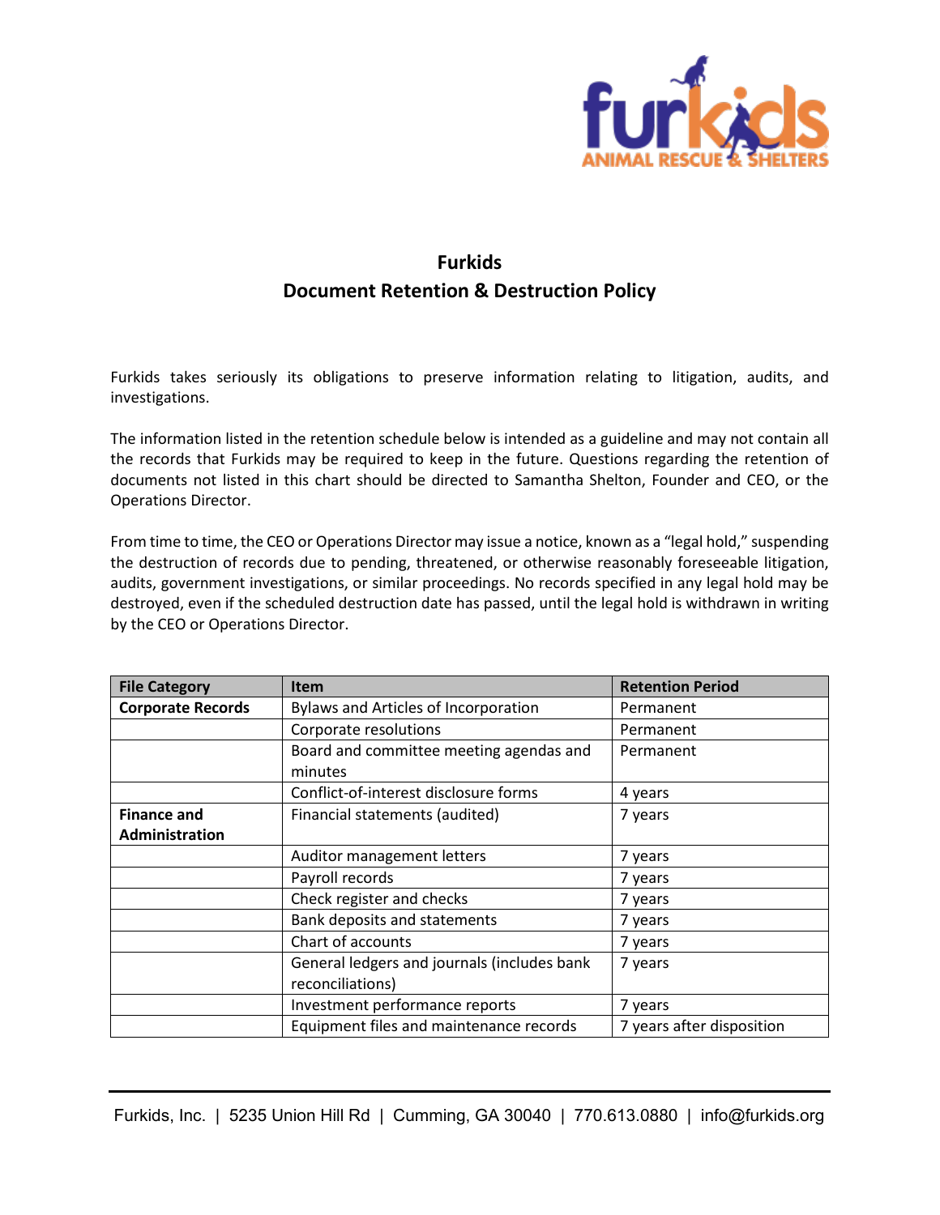# Furkids
## Document Retention & Destruction Policy

Furkids takes seriously its obligations to preserve information relating to litigation, audits, and investigations.

The information listed in the retention schedule below is intended as a guideline and may not contain all the records that Furkids may be required to keep in the future. Questions regarding the retention of documents not listed in this chart should be directed to Samantha Shelton, Founder and CEO, or the Operations Director.

From time to time, the CEO or Operations Director may issue a notice, known as a "legal hold," suspending the destruction of records due to pending, threatened, or otherwise reasonably foreseeable litigation, audits, government investigations, or similar proceedings. No records specified in any legal hold may be destroyed, even if the scheduled destruction date has passed, until the legal hold is withdrawn in writing by the CEO or Operations Director.

| File Category | Item | Retention Period |
|---|---|---|
| **Corporate Records** | Bylaws and Articles of Incorporation | Permanent |
| | Corporate resolutions | Permanent |
| | Board and committee meeting agendas and minutes | Permanent |
| | Conflict-of-interest disclosure forms | 4 years |
| **Finance and Administration** | Financial statements (audited) | 7 years |
| | Auditor management letters | 7 years |
| | Payroll records | 7 years |
| | Check register and checks | 7 years |
| | Bank deposits and statements | 7 years |
| | Chart of accounts | 7 years |
| | General ledgers and journals (includes bank reconciliations) | 7 years |
| | Investment performance reports | 7 years |
| | Equipment files and maintenance records | 7 years after disposition |

Furkids, Inc. | 5235 Union Hill Rd | Cumming, GA 30040 | 770.613.0880 | info@furkids.org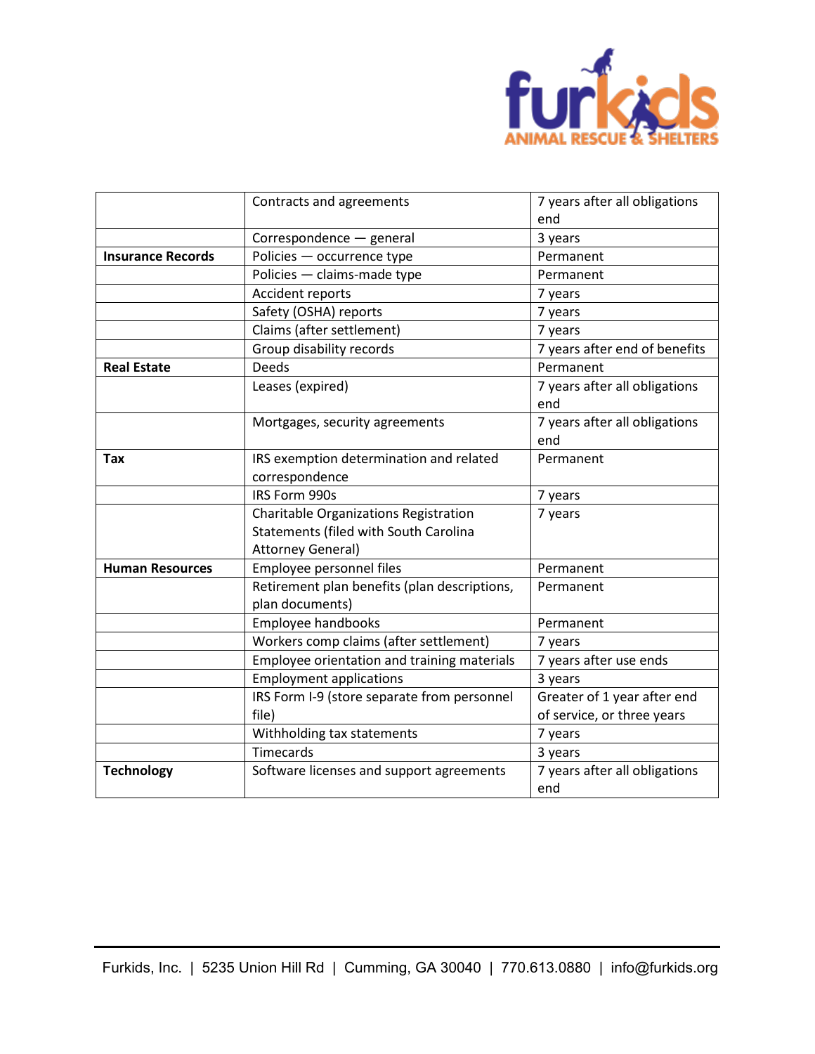| | | |
|---|---|---|
| | Contracts and agreements | 7 years after all obligations end |
| | Correspondence — general | 3 years |
| **Insurance Records** | Policies — occurrence type | Permanent |
| | Policies — claims-made type | Permanent |
| | Accident reports | 7 years |
| | Safety (OSHA) reports | 7 years |
| | Claims (after settlement) | 7 years |
| | Group disability records | 7 years after end of benefits |
| **Real Estate** | Deeds | Permanent |
| | Leases (expired) | 7 years after all obligations end |
| | Mortgages, security agreements | 7 years after all obligations end |
| **Tax** | IRS exemption determination and related correspondence | Permanent |
| | IRS Form 990s | 7 years |
| | Charitable Organizations Registration Statements (filed with South Carolina Attorney General) | 7 years |
| **Human Resources** | Employee personnel files | Permanent |
| | Retirement plan benefits (plan descriptions, plan documents) | Permanent |
| | Employee handbooks | Permanent |
| | Workers comp claims (after settlement) | 7 years |
| | Employee orientation and training materials | 7 years after use ends |
| | Employment applications | 3 years |
| | IRS Form I-9 (store separate from personnel file) | Greater of 1 year after end of service, or three years |
| | Withholding tax statements | 7 years |
| | Timecards | 3 years |
| **Technology** | Software licenses and support agreements | 7 years after all obligations end |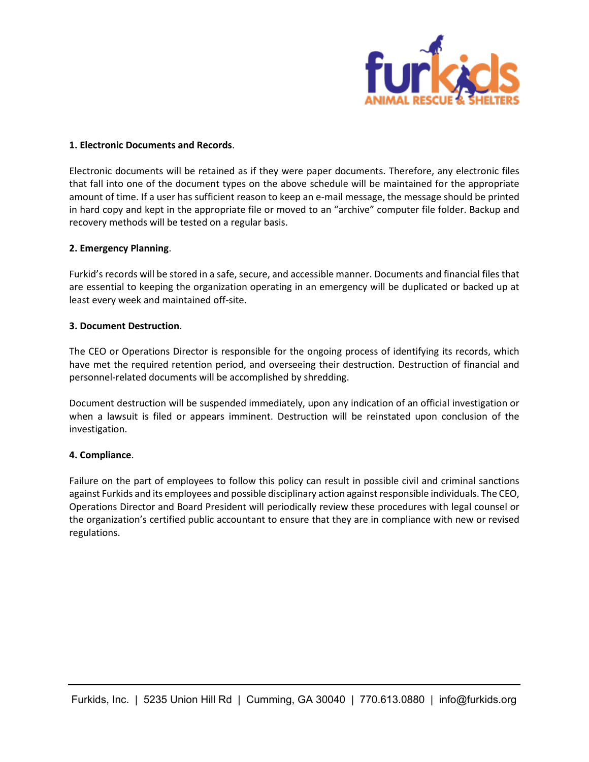**1. Electronic Documents and Records**.

Electronic documents will be retained as if they were paper documents. Therefore, any electronic files that fall into one of the document types on the above schedule will be maintained for the appropriate amount of time. If a user has sufficient reason to keep an e-mail message, the message should be printed in hard copy and kept in the appropriate file or moved to an "archive" computer file folder. Backup and recovery methods will be tested on a regular basis.

**2. Emergency Planning**.

Furkid's records will be stored in a safe, secure, and accessible manner. Documents and financial files that are essential to keeping the organization operating in an emergency will be duplicated or backed up at least every week and maintained off-site.

**3. Document Destruction**.

The CEO or Operations Director is responsible for the ongoing process of identifying its records, which have met the required retention period, and overseeing their destruction. Destruction of financial and personnel-related documents will be accomplished by shredding.

Document destruction will be suspended immediately, upon any indication of an official investigation or when a lawsuit is filed or appears imminent. Destruction will be reinstated upon conclusion of the investigation.

**4. Compliance**.

Failure on the part of employees to follow this policy can result in possible civil and criminal sanctions against Furkids and its employees and possible disciplinary action against responsible individuals. The CEO, Operations Director and Board President will periodically review these procedures with legal counsel or the organization's certified public accountant to ensure that they are in compliance with new or revised regulations.